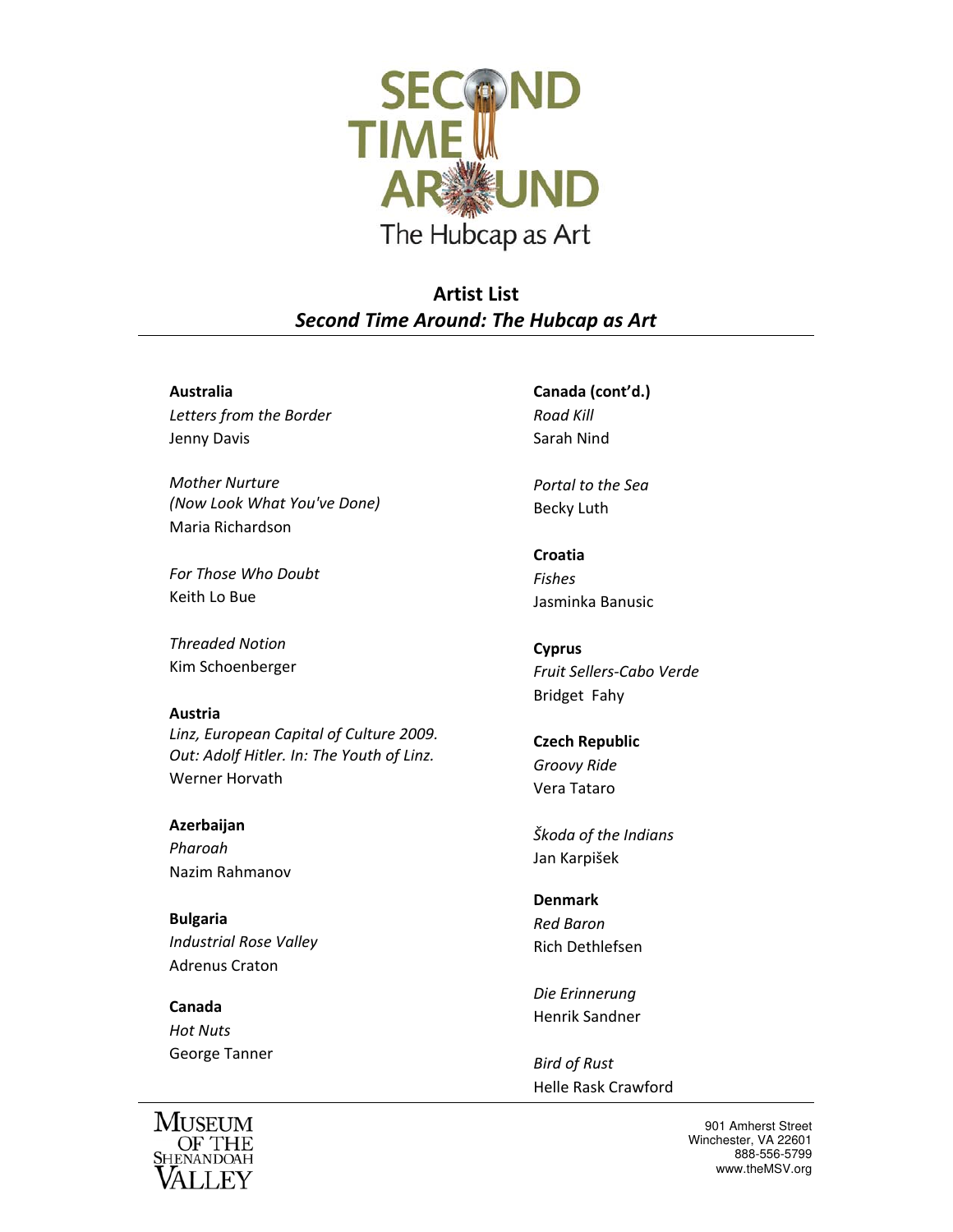# SECOND TIME AROUND
## The Hubcap as Art

## Artist List
### *Second Time Around: The Hubcap as Art*

**Australia**
*Letters from the Border*
Jenny Davis

*Mother Nurture*
*(Now Look What You've Done)*
Maria Richardson

*For Those Who Doubt*
Keith Lo Bue

*Threaded Notion*
Kim Schoenberger

**Austria**
*Linz, European Capital of Culture 2009.*
*Out: Adolf Hitler. In: The Youth of Linz.*
Werner Horvath

**Azerbaijan**
*Pharoah*
Nazim Rahmanov

**Bulgaria**
*Industrial Rose Valley*
Adrenus Craton

**Canada**
*Hot Nuts*
George Tanner

**Canada (cont'd.)**
*Road Kill*
Sarah Nind

*Portal to the Sea*
Becky Luth

**Croatia**
*Fishes*
Jasminka Banusic

**Cyprus**
*Fruit Sellers-Cabo Verde*
Bridget Fahy

**Czech Republic**
*Groovy Ride*
Vera Tataro

*Škoda of the Indians*
Jan Karpišek

**Denmark**
*Red Baron*
Rich Dethlefsen

*Die Erinnerung*
Henrik Sandner

*Bird of Rust*
Helle Rask Crawford

Museum of the Shenandoah Valley

901 Amherst Street
Winchester, VA 22601
888-556-5799
www.theMSV.org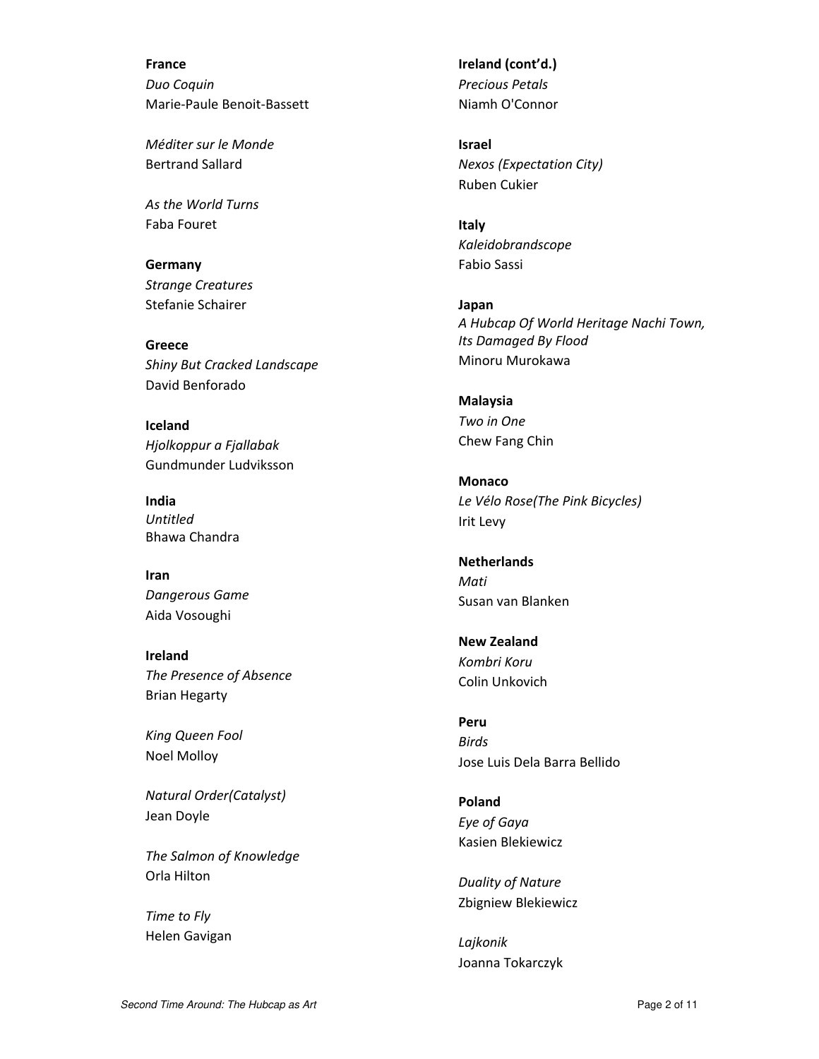**France**
*Duo Coquin*
Marie-Paule Benoit-Bassett

*Méditer sur le Monde*
Bertrand Sallard

*As the World Turns*
Faba Fouret

**Germany**
*Strange Creatures*
Stefanie Schairer

**Greece**
*Shiny But Cracked Landscape*
David Benforado

**Iceland**
*Hjolkoppur a Fjallabak*
Gundmunder Ludviksson

**India**
*Untitled*
Bhawa Chandra

**Iran**
*Dangerous Game*
Aida Vosoughi

**Ireland**
*The Presence of Absence*
Brian Hegarty

*King Queen Fool*
Noel Molloy

*Natural Order(Catalyst)*
Jean Doyle

*The Salmon of Knowledge*
Orla Hilton

*Time to Fly*
Helen Gavigan

**Ireland (cont'd.)**
*Precious Petals*
Niamh O'Connor

**Israel**
*Nexos (Expectation City)*
Ruben Cukier

**Italy**
*Kaleidobrandscope*
Fabio Sassi

**Japan**
*A Hubcap Of World Heritage Nachi Town, Its Damaged By Flood*
Minoru Murokawa

**Malaysia**
*Two in One*
Chew Fang Chin

**Monaco**
*Le Vélo Rose(The Pink Bicycles)*
Irit Levy

**Netherlands**
*Mati*
Susan van Blanken

**New Zealand**
*Kombri Koru*
Colin Unkovich

**Peru**
*Birds*
Jose Luis Dela Barra Bellido

**Poland**
*Eye of Gaya*
Kasien Blekiewicz

*Duality of Nature*
Zbigniew Blekiewicz

*Lajkonik*
Joanna Tokarczyk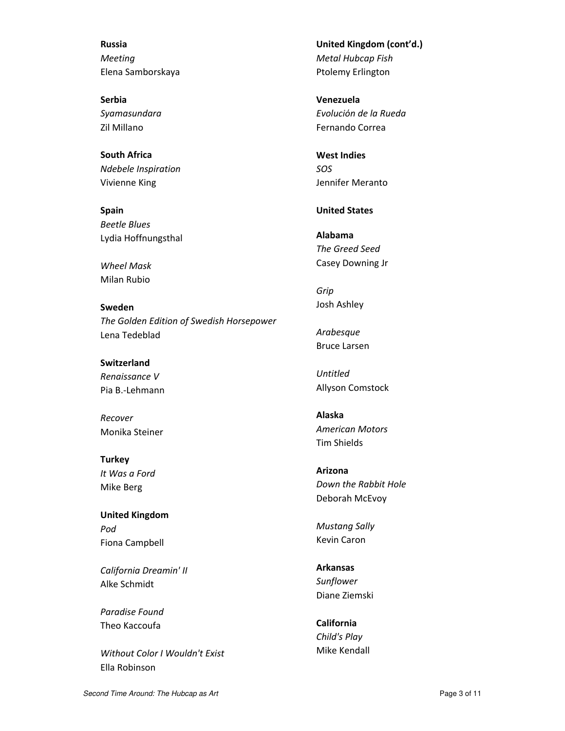**Russia**
*Meeting*
Elena Samborskaya

**Serbia**
*Syamasundara*
Zil Millano

**South Africa**
*Ndebele Inspiration*
Vivienne King

**Spain**
*Beetle Blues*
Lydia Hoffnungsthal

*Wheel Mask*
Milan Rubio

**Sweden**
*The Golden Edition of Swedish Horsepower*
Lena Tedeblad

**Switzerland**
*Renaissance V*
Pia B.-Lehmann

*Recover*
Monika Steiner

**Turkey**
*It Was a Ford*
Mike Berg

**United Kingdom**
*Pod*
Fiona Campbell

*California Dreamin' II*
Alke Schmidt

*Paradise Found*
Theo Kaccoufa

*Without Color I Wouldn't Exist*
Ella Robinson

**United Kingdom (cont'd.)**
*Metal Hubcap Fish*
Ptolemy Erlington

**Venezuela**
*Evolución de la Rueda*
Fernando Correa

**West Indies**
*SOS*
Jennifer Meranto

**United States**

**Alabama**
*The Greed Seed*
Casey Downing Jr

*Grip*
Josh Ashley

*Arabesque*
Bruce Larsen

*Untitled*
Allyson Comstock

**Alaska**
*American Motors*
Tim Shields

**Arizona**
*Down the Rabbit Hole*
Deborah McEvoy

*Mustang Sally*
Kevin Caron

**Arkansas**
*Sunflower*
Diane Ziemski

**California**
*Child's Play*
Mike Kendall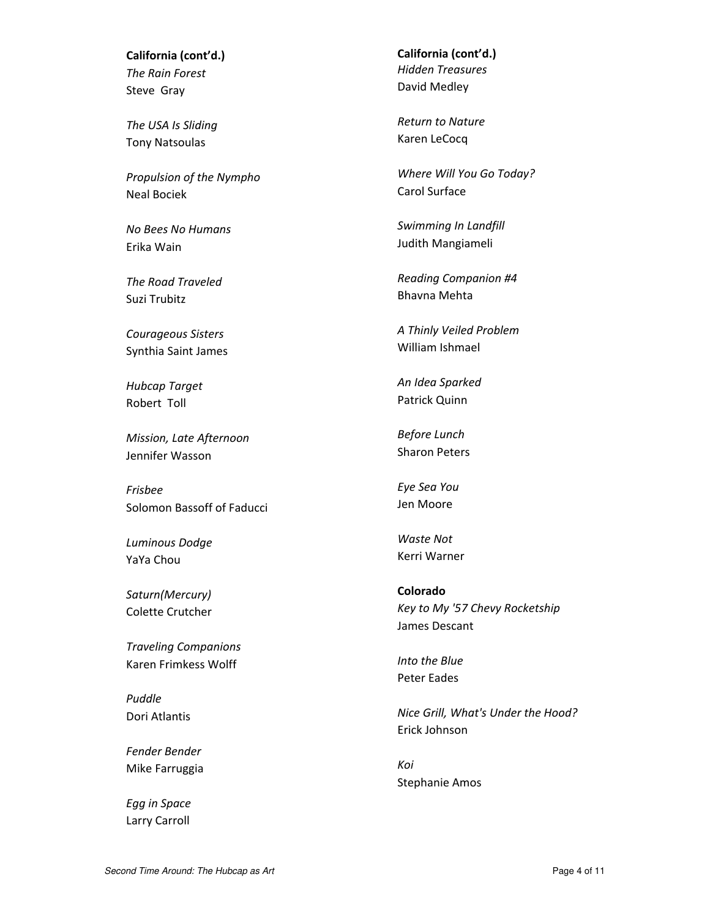**California (cont'd.)**

*The Rain Forest*
Steve Gray

*The USA Is Sliding*
Tony Natsoulas

*Propulsion of the Nympho*
Neal Bociek

*No Bees No Humans*
Erika Wain

*The Road Traveled*
Suzi Trubitz

*Courageous Sisters*
Synthia Saint James

*Hubcap Target*
Robert Toll

*Mission, Late Afternoon*
Jennifer Wasson

*Frisbee*
Solomon Bassoff of Faducci

*Luminous Dodge*
YaYa Chou

*Saturn(Mercury)*
Colette Crutcher

*Traveling Companions*
Karen Frimkess Wolff

*Puddle*
Dori Atlantis

*Fender Bender*
Mike Farruggia

*Egg in Space*
Larry Carroll

**California (cont'd.)**

*Hidden Treasures*
David Medley

*Return to Nature*
Karen LeCocq

*Where Will You Go Today?*
Carol Surface

*Swimming In Landfill*
Judith Mangiameli

*Reading Companion #4*
Bhavna Mehta

*A Thinly Veiled Problem*
William Ishmael

*An Idea Sparked*
Patrick Quinn

*Before Lunch*
Sharon Peters

*Eye Sea You*
Jen Moore

*Waste Not*
Kerri Warner

**Colorado**

*Key to My '57 Chevy Rocketship*
James Descant

*Into the Blue*
Peter Eades

*Nice Grill, What's Under the Hood?*
Erick Johnson

*Koi*
Stephanie Amos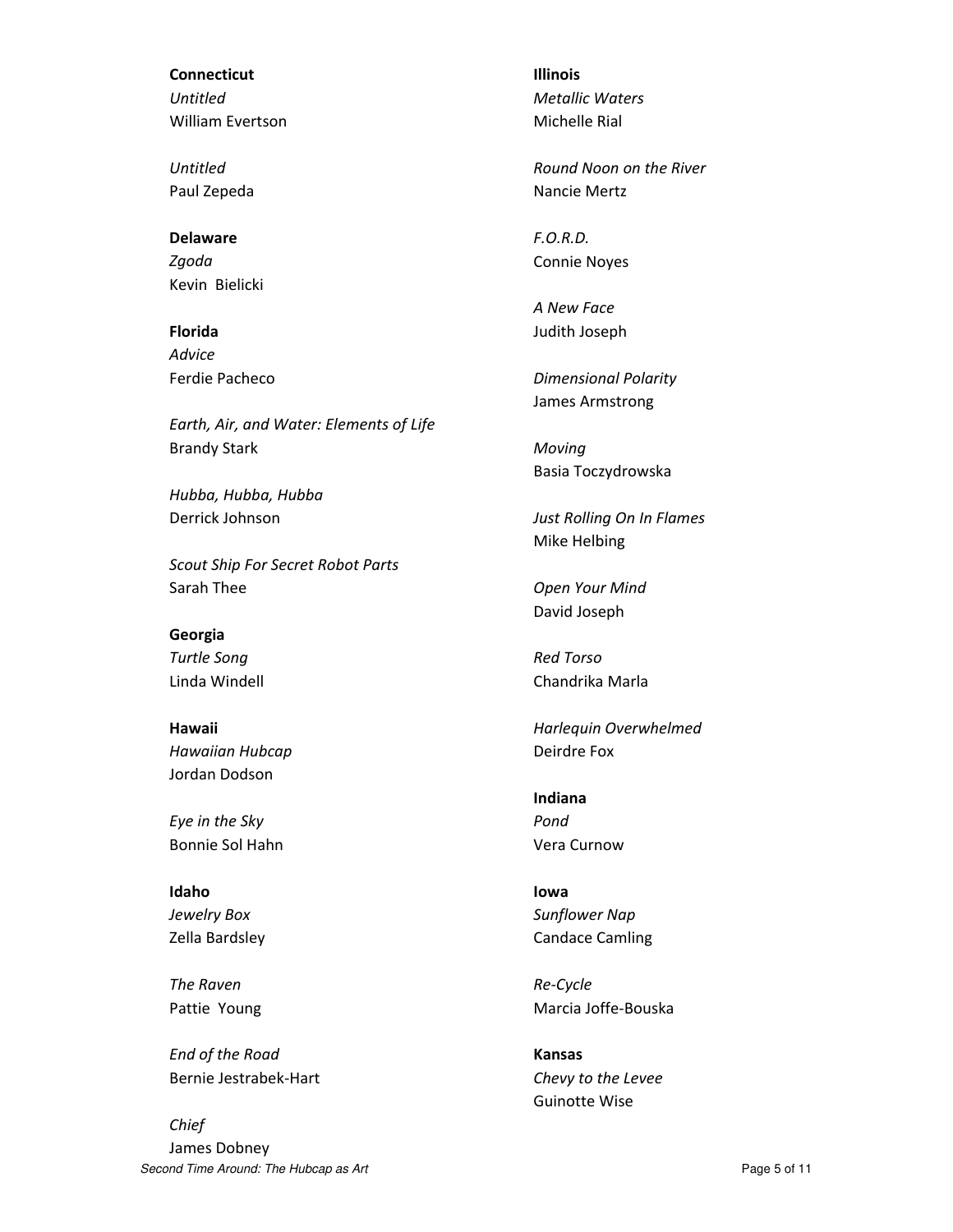**Connecticut**

*Untitled*
William Evertson

*Untitled*
Paul Zepeda

**Delaware**

*Zgoda*
Kevin Bielicki

**Florida**

*Advice*
Ferdie Pacheco

*Earth, Air, and Water: Elements of Life*
Brandy Stark

*Hubba, Hubba, Hubba*
Derrick Johnson

*Scout Ship For Secret Robot Parts*
Sarah Thee

**Georgia**

*Turtle Song*
Linda Windell

**Hawaii**

*Hawaiian Hubcap*
Jordan Dodson

*Eye in the Sky*
Bonnie Sol Hahn

**Idaho**

*Jewelry Box*
Zella Bardsley

*The Raven*
Pattie Young

*End of the Road*
Bernie Jestrabek-Hart

*Chief*
James Dobney

**Illinois**

*Metallic Waters*
Michelle Rial

*Round Noon on the River*
Nancie Mertz

*F.O.R.D.*
Connie Noyes

*A New Face*
Judith Joseph

*Dimensional Polarity*
James Armstrong

*Moving*
Basia Toczydrowska

*Just Rolling On In Flames*
Mike Helbing

*Open Your Mind*
David Joseph

*Red Torso*
Chandrika Marla

*Harlequin Overwhelmed*
Deirdre Fox

**Indiana**

*Pond*
Vera Curnow

**Iowa**

*Sunflower Nap*
Candace Camling

*Re-Cycle*
Marcia Joffe-Bouska

**Kansas**

*Chevy to the Levee*
Guinotte Wise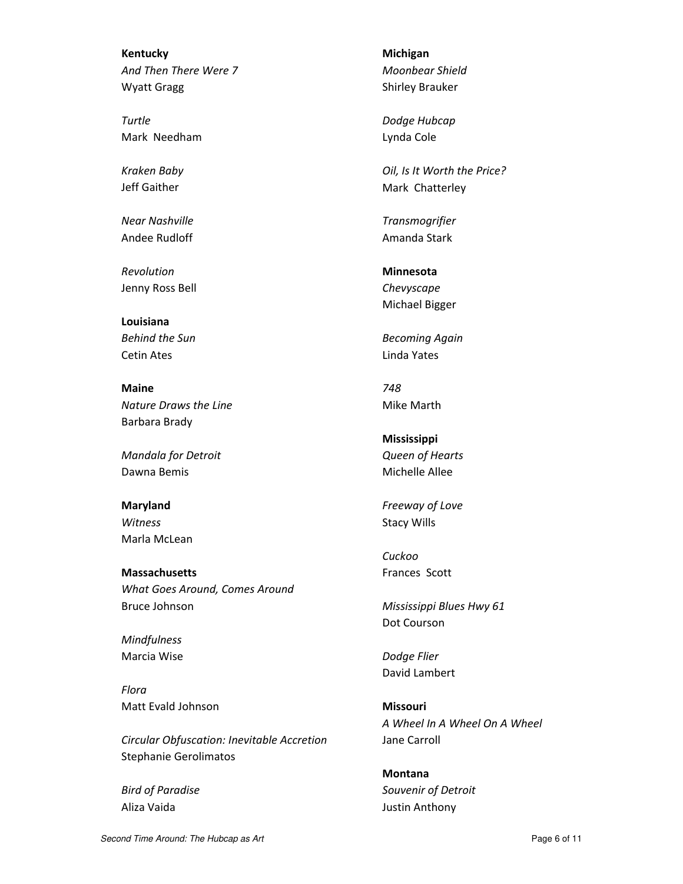**Kentucky**
*And Then There Were 7*
Wyatt Gragg

*Turtle*
Mark Needham

*Kraken Baby*
Jeff Gaither

*Near Nashville*
Andee Rudloff

*Revolution*
Jenny Ross Bell

**Louisiana**
*Behind the Sun*
Cetin Ates

**Maine**
*Nature Draws the Line*
Barbara Brady

*Mandala for Detroit*
Dawna Bemis

**Maryland**
*Witness*
Marla McLean

**Massachusetts**
*What Goes Around, Comes Around*
Bruce Johnson

*Mindfulness*
Marcia Wise

*Flora*
Matt Evald Johnson

*Circular Obfuscation: Inevitable Accretion*
Stephanie Gerolimatos

*Bird of Paradise*
Aliza Vaida

**Michigan**
*Moonbear Shield*
Shirley Brauker

*Dodge Hubcap*
Lynda Cole

*Oil, Is It Worth the Price?*
Mark Chatterley

*Transmogrifier*
Amanda Stark

**Minnesota**
*Chevyscape*
Michael Bigger

*Becoming Again*
Linda Yates

*748*
Mike Marth

**Mississippi**
*Queen of Hearts*
Michelle Allee

*Freeway of Love*
Stacy Wills

*Cuckoo*
Frances Scott

*Mississippi Blues Hwy 61*
Dot Courson

*Dodge Flier*
David Lambert

**Missouri**
*A Wheel In A Wheel On A Wheel*
Jane Carroll

**Montana**
*Souvenir of Detroit*
Justin Anthony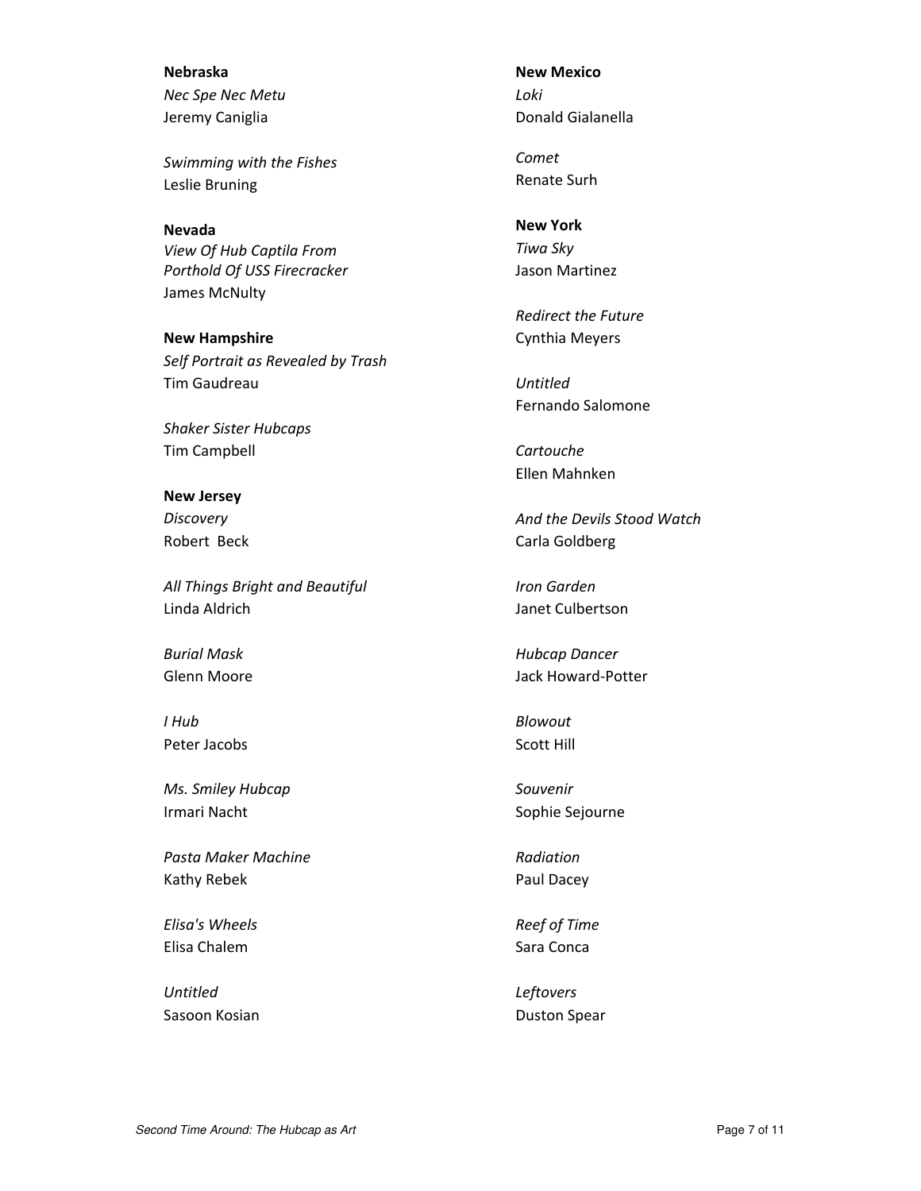**Nebraska**

*Nec Spe Nec Metu*
Jeremy Caniglia

*Swimming with the Fishes*
Leslie Bruning

**Nevada**

*View Of Hub Captila From Porthold Of USS Firecracker*
James McNulty

**New Hampshire**

*Self Portrait as Revealed by Trash*
Tim Gaudreau

*Shaker Sister Hubcaps*
Tim Campbell

**New Jersey**

*Discovery*
Robert Beck

*All Things Bright and Beautiful*
Linda Aldrich

*Burial Mask*
Glenn Moore

*I Hub*
Peter Jacobs

*Ms. Smiley Hubcap*
Irmari Nacht

*Pasta Maker Machine*
Kathy Rebek

*Elisa's Wheels*
Elisa Chalem

*Untitled*
Sasoon Kosian

**New Mexico**

*Loki*
Donald Gialanella

*Comet*
Renate Surh

**New York**

*Tiwa Sky*
Jason Martinez

*Redirect the Future*
Cynthia Meyers

*Untitled*
Fernando Salomone

*Cartouche*
Ellen Mahnken

*And the Devils Stood Watch*
Carla Goldberg

*Iron Garden*
Janet Culbertson

*Hubcap Dancer*
Jack Howard-Potter

*Blowout*
Scott Hill

*Souvenir*
Sophie Sejourne

*Radiation*
Paul Dacey

*Reef of Time*
Sara Conca

*Leftovers*
Duston Spear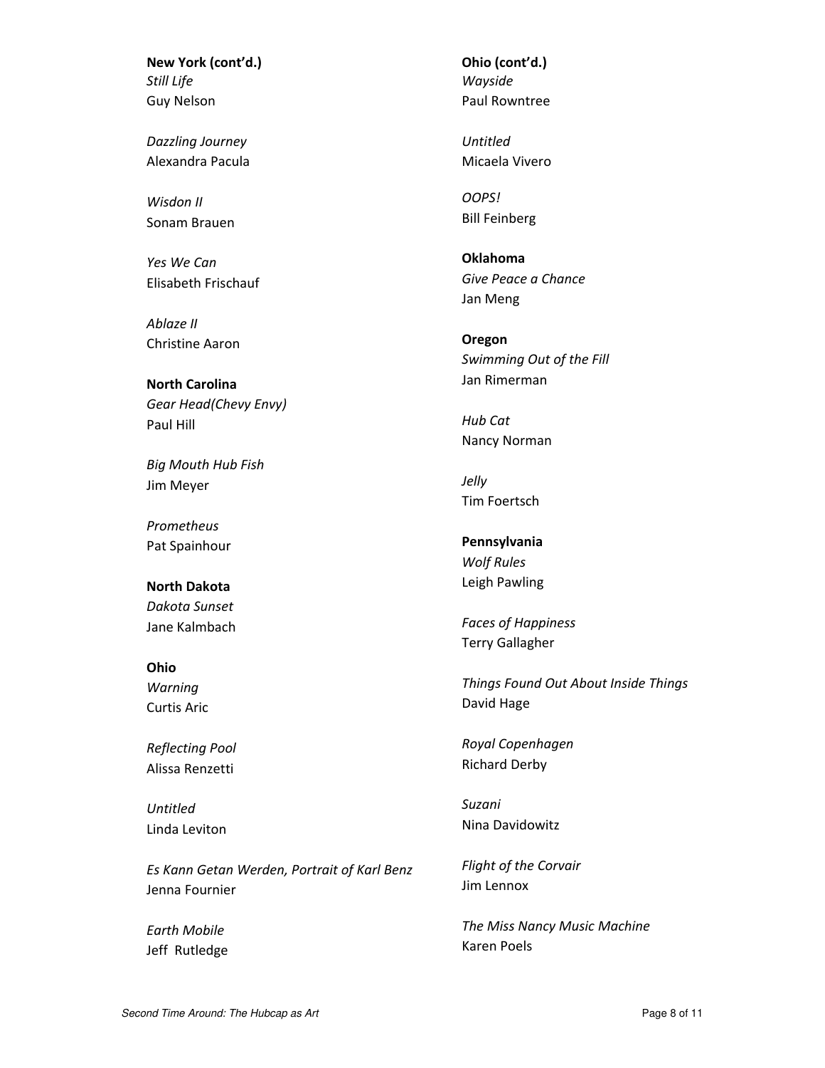**New York (cont'd.)**
*Still Life*
Guy Nelson

*Dazzling Journey*
Alexandra Pacula

*Wisdon II*
Sonam Brauen

*Yes We Can*
Elisabeth Frischauf

*Ablaze II*
Christine Aaron

**North Carolina**
*Gear Head(Chevy Envy)*
Paul Hill

*Big Mouth Hub Fish*
Jim Meyer

*Prometheus*
Pat Spainhour

**North Dakota**
*Dakota Sunset*
Jane Kalmbach

**Ohio**
*Warning*
Curtis Aric

*Reflecting Pool*
Alissa Renzetti

*Untitled*
Linda Leviton

*Es Kann Getan Werden, Portrait of Karl Benz*
Jenna Fournier

*Earth Mobile*
Jeff Rutledge

**Ohio (cont'd.)**
*Wayside*
Paul Rowntree

*Untitled*
Micaela Vivero

*OOPS!*
Bill Feinberg

**Oklahoma**
*Give Peace a Chance*
Jan Meng

**Oregon**
*Swimming Out of the Fill*
Jan Rimerman

*Hub Cat*
Nancy Norman

*Jelly*
Tim Foertsch

**Pennsylvania**
*Wolf Rules*
Leigh Pawling

*Faces of Happiness*
Terry Gallagher

*Things Found Out About Inside Things*
David Hage

*Royal Copenhagen*
Richard Derby

*Suzani*
Nina Davidowitz

*Flight of the Corvair*
Jim Lennox

*The Miss Nancy Music Machine*
Karen Poels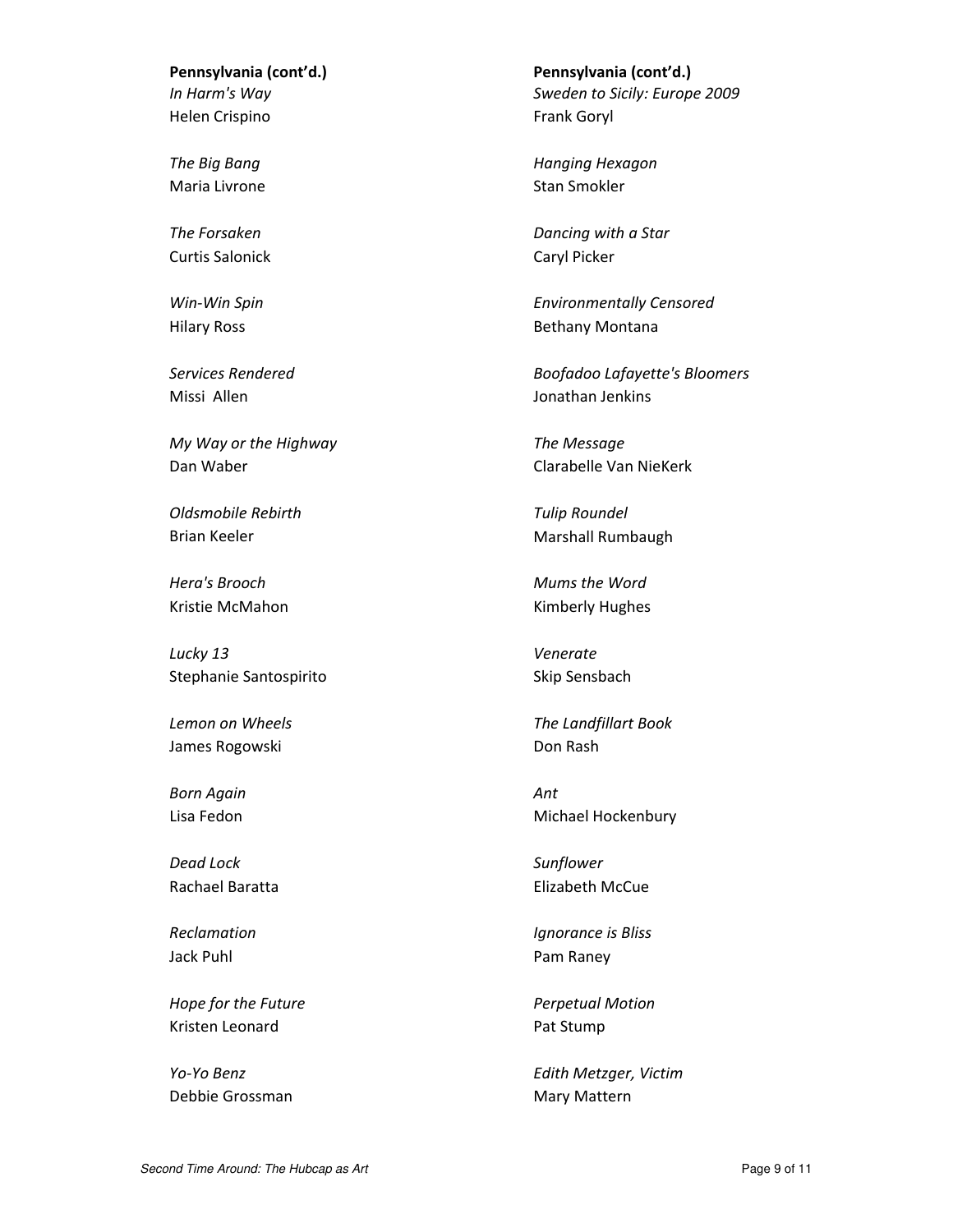**Pennsylvania (cont'd.)**

*In Harm's Way*
Helen Crispino

*The Big Bang*
Maria Livrone

*The Forsaken*
Curtis Salonick

*Win-Win Spin*
Hilary Ross

*Services Rendered*
Missi Allen

*My Way or the Highway*
Dan Waber

*Oldsmobile Rebirth*
Brian Keeler

*Hera's Brooch*
Kristie McMahon

*Lucky 13*
Stephanie Santospirito

*Lemon on Wheels*
James Rogowski

*Born Again*
Lisa Fedon

*Dead Lock*
Rachael Baratta

*Reclamation*
Jack Puhl

*Hope for the Future*
Kristen Leonard

*Yo-Yo Benz*
Debbie Grossman

**Pennsylvania (cont'd.)**

*Sweden to Sicily: Europe 2009*
Frank Goryl

*Hanging Hexagon*
Stan Smokler

*Dancing with a Star*
Caryl Picker

*Environmentally Censored*
Bethany Montana

*Boofadoo Lafayette's Bloomers*
Jonathan Jenkins

*The Message*
Clarabelle Van NieKerk

*Tulip Roundel*
Marshall Rumbaugh

*Mums the Word*
Kimberly Hughes

*Venerate*
Skip Sensbach

*The Landfillart Book*
Don Rash

*Ant*
Michael Hockenbury

*Sunflower*
Elizabeth McCue

*Ignorance is Bliss*
Pam Raney

*Perpetual Motion*
Pat Stump

*Edith Metzger, Victim*
Mary Mattern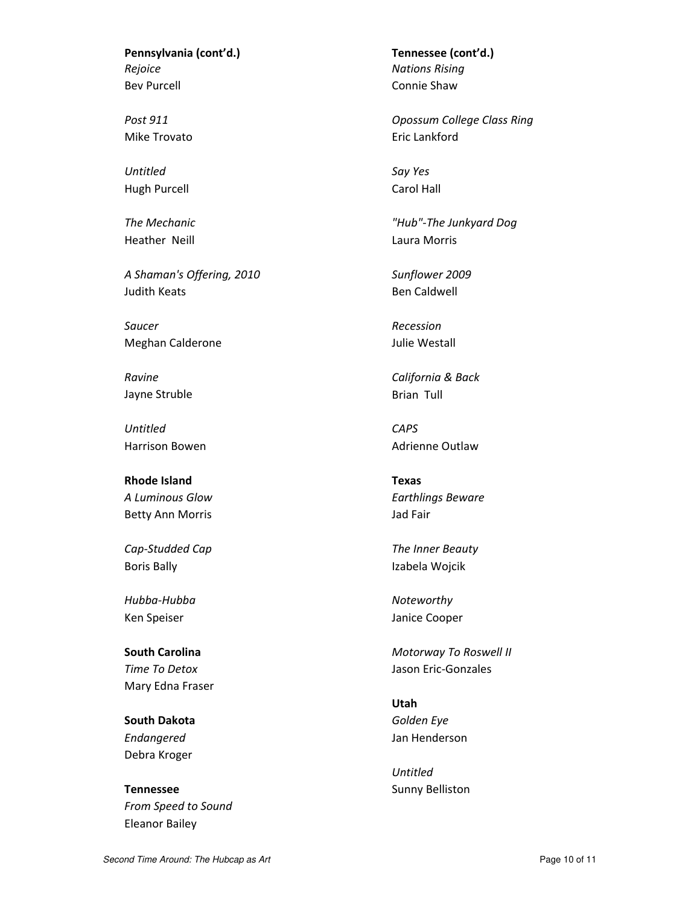**Pennsylvania (cont'd.)**

*Rejoice*
Bev Purcell

*Post 911*
Mike Trovato

*Untitled*
Hugh Purcell

*The Mechanic*
Heather Neill

*A Shaman's Offering, 2010*
Judith Keats

*Saucer*
Meghan Calderone

*Ravine*
Jayne Struble

*Untitled*
Harrison Bowen

**Rhode Island**

*A Luminous Glow*
Betty Ann Morris

*Cap-Studded Cap*
Boris Bally

*Hubba-Hubba*
Ken Speiser

**South Carolina**

*Time To Detox*
Mary Edna Fraser

**South Dakota**

*Endangered*
Debra Kroger

**Tennessee**

*From Speed to Sound*
Eleanor Bailey

**Tennessee (cont'd.)**

*Nations Rising*
Connie Shaw

*Opossum College Class Ring*
Eric Lankford

*Say Yes*
Carol Hall

*"Hub"-The Junkyard Dog*
Laura Morris

*Sunflower 2009*
Ben Caldwell

*Recession*
Julie Westall

*California & Back*
Brian Tull

*CAPS*
Adrienne Outlaw

**Texas**

*Earthlings Beware*
Jad Fair

*The Inner Beauty*
Izabela Wojcik

*Noteworthy*
Janice Cooper

*Motorway To Roswell II*
Jason Eric-Gonzales

**Utah**

*Golden Eye*
Jan Henderson

*Untitled*
Sunny Belliston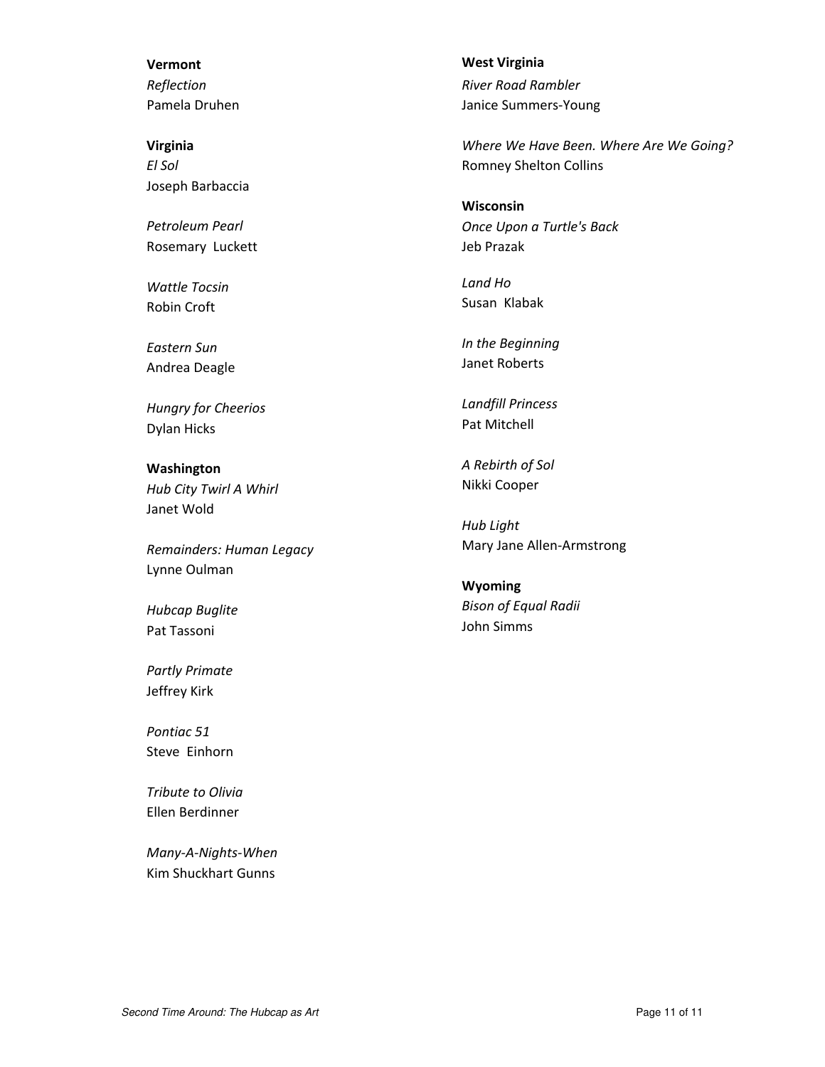**Vermont**
*Reflection*
Pamela Druhen

**Virginia**
*El Sol*
Joseph Barbaccia

*Petroleum Pearl*
Rosemary Luckett

*Wattle Tocsin*
Robin Croft

*Eastern Sun*
Andrea Deagle

*Hungry for Cheerios*
Dylan Hicks

**Washington**
*Hub City Twirl A Whirl*
Janet Wold

*Remainders: Human Legacy*
Lynne Oulman

*Hubcap Buglite*
Pat Tassoni

*Partly Primate*
Jeffrey Kirk

*Pontiac 51*
Steve Einhorn

*Tribute to Olivia*
Ellen Berdinner

*Many-A-Nights-When*
Kim Shuckhart Gunns

**West Virginia**
*River Road Rambler*
Janice Summers-Young

*Where We Have Been. Where Are We Going?*
Romney Shelton Collins

**Wisconsin**
*Once Upon a Turtle's Back*
Jeb Prazak

*Land Ho*
Susan Klabak

*In the Beginning*
Janet Roberts

*Landfill Princess*
Pat Mitchell

*A Rebirth of Sol*
Nikki Cooper

*Hub Light*
Mary Jane Allen-Armstrong

**Wyoming**
*Bison of Equal Radii*
John Simms